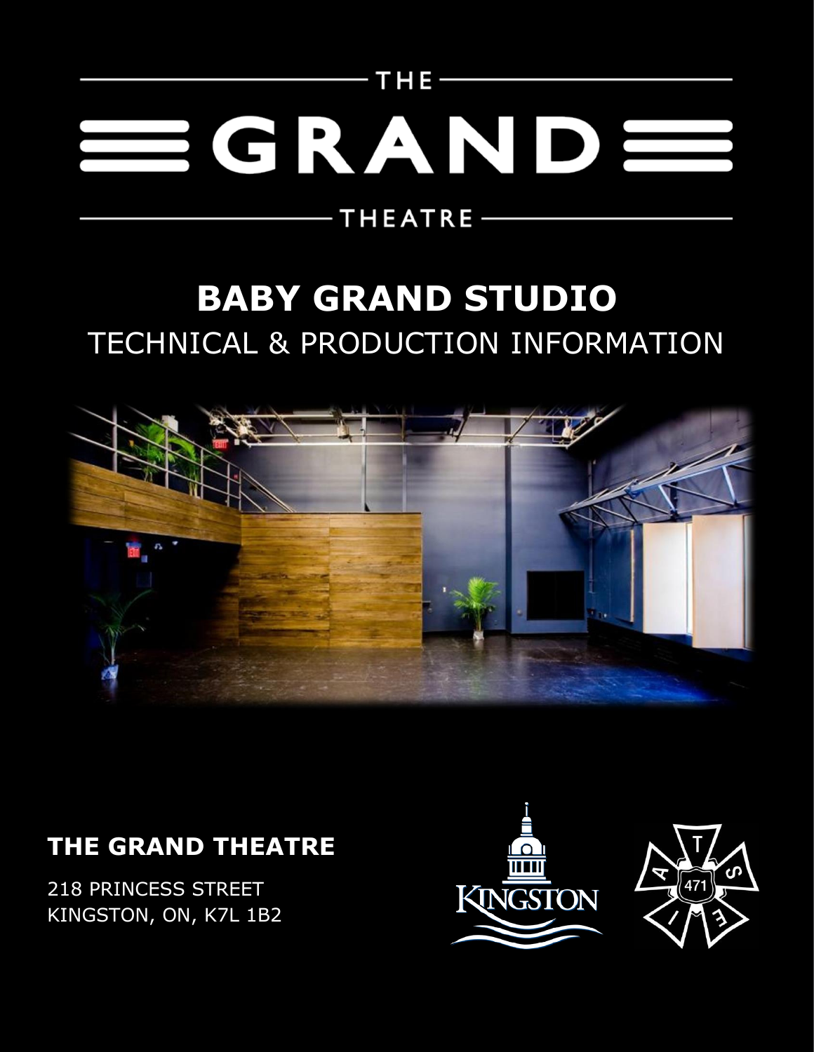# THE GRAND THEATRE

## BABY GRAND STUDIO

TECHNICAL & PRODUCTION INFORMATION

**THE GRAND THEATRE**

218 PRINCESS STREET
KINGSTON, ON, K7L 1B2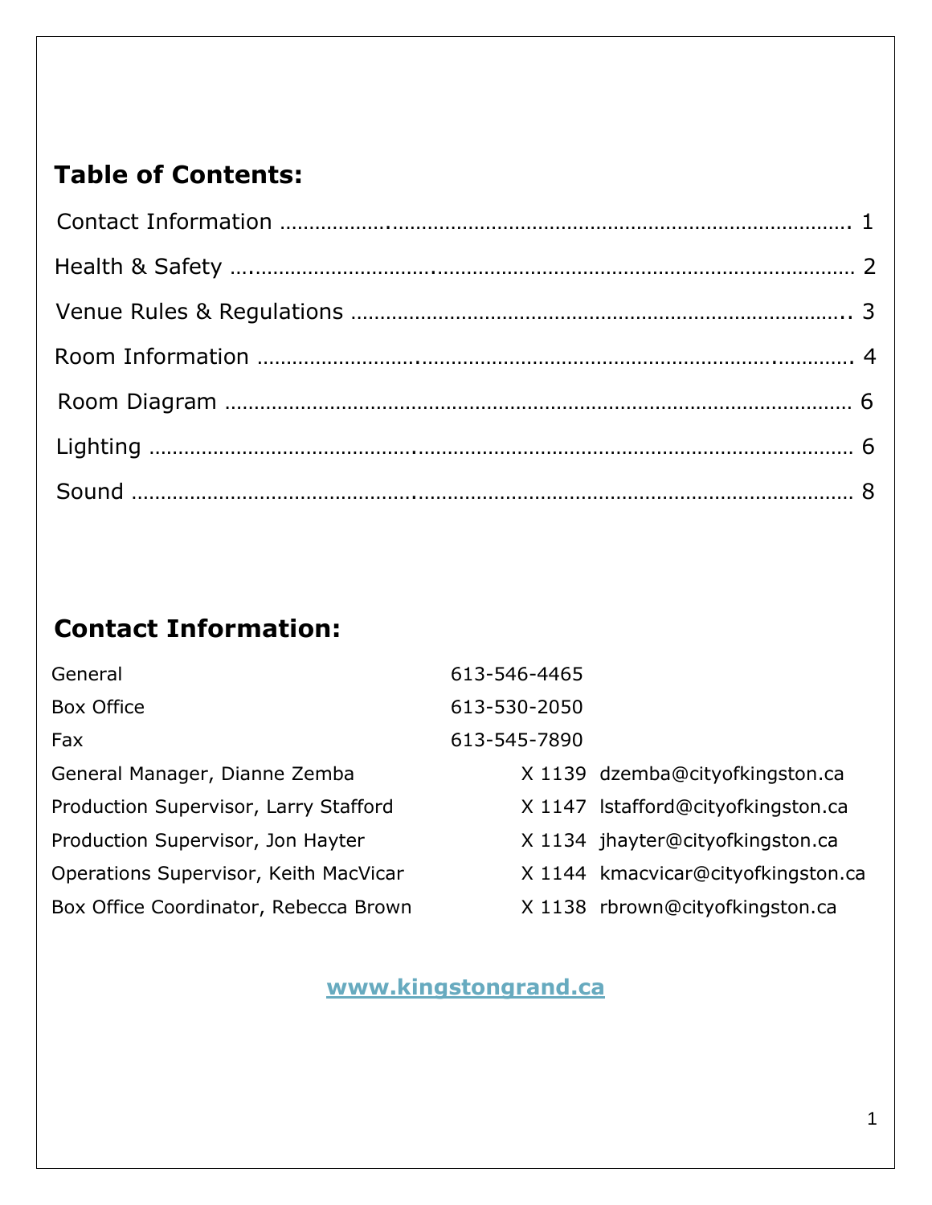## Table of Contents:

| Section | Page |
|---|---|
| Contact Information | 1 |
| Health & Safety | 2 |
| Venue Rules & Regulations | 3 |
| Room Information | 4 |
| Room Diagram | 6 |
| Lighting | 6 |
| Sound | 8 |

## Contact Information:

| Contact | Phone / Extension | Email |
|---|---|---|
| General | 613-546-4465 | |
| Box Office | 613-530-2050 | |
| Fax | 613-545-7890 | |
| General Manager, Dianne Zemba | X 1139 | dzemba@cityofkingston.ca |
| Production Supervisor, Larry Stafford | X 1147 | lstafford@cityofkingston.ca |
| Production Supervisor, Jon Hayter | X 1134 | jhayter@cityofkingston.ca |
| Operations Supervisor, Keith MacVicar | X 1144 | kmacvicar@cityofkingston.ca |
| Box Office Coordinator, Rebecca Brown | X 1138 | rbrown@cityofkingston.ca |

**www.kingstongrand.ca**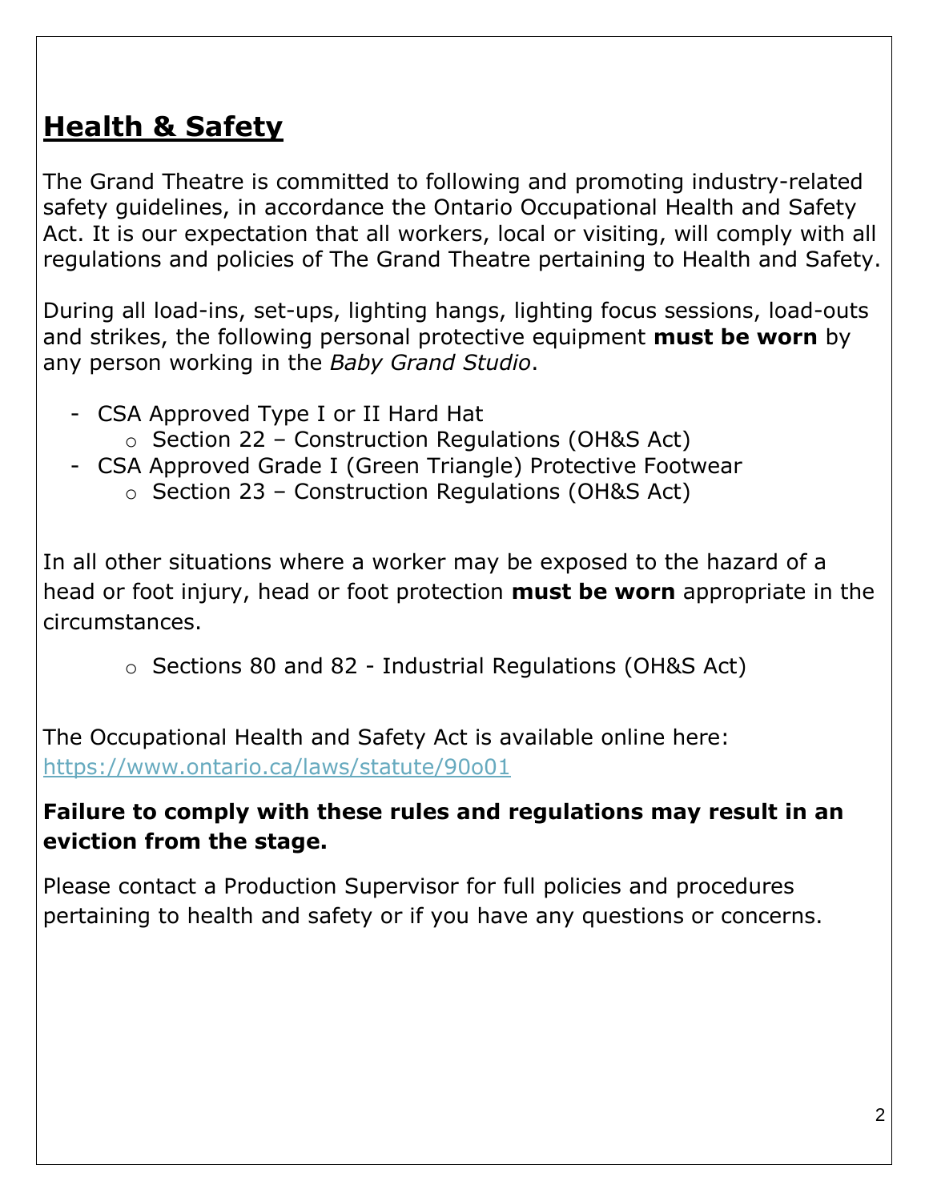## **Health & Safety**

The Grand Theatre is committed to following and promoting industry-related safety guidelines, in accordance the Ontario Occupational Health and Safety Act. It is our expectation that all workers, local or visiting, will comply with all regulations and policies of The Grand Theatre pertaining to Health and Safety.

During all load-ins, set-ups, lighting hangs, lighting focus sessions, load-outs and strikes, the following personal protective equipment **must be worn** by any person working in the *Baby Grand Studio*.

- CSA Approved Type I or II Hard Hat
  - Section 22 – Construction Regulations (OH&S Act)
- CSA Approved Grade I (Green Triangle) Protective Footwear
  - Section 23 – Construction Regulations (OH&S Act)

In all other situations where a worker may be exposed to the hazard of a head or foot injury, head or foot protection **must be worn** appropriate in the circumstances.

- Sections 80 and 82 - Industrial Regulations (OH&S Act)

The Occupational Health and Safety Act is available online here: [https://www.ontario.ca/laws/statute/90o01](https://www.ontario.ca/laws/statute/90o01)

**Failure to comply with these rules and regulations may result in an eviction from the stage.**

Please contact a Production Supervisor for full policies and procedures pertaining to health and safety or if you have any questions or concerns.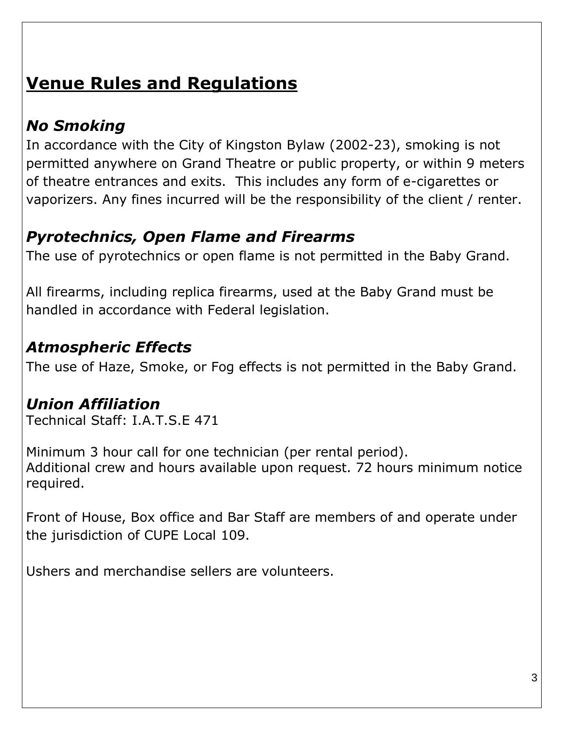# Venue Rules and Regulations

## *No Smoking*

In accordance with the City of Kingston Bylaw (2002-23), smoking is not permitted anywhere on Grand Theatre or public property, or within 9 meters of theatre entrances and exits. This includes any form of e-cigarettes or vaporizers. Any fines incurred will be the responsibility of the client / renter.

## *Pyrotechnics, Open Flame and Firearms*

The use of pyrotechnics or open flame is not permitted in the Baby Grand.

All firearms, including replica firearms, used at the Baby Grand must be handled in accordance with Federal legislation.

## *Atmospheric Effects*

The use of Haze, Smoke, or Fog effects is not permitted in the Baby Grand.

## *Union Affiliation*

Technical Staff: I.A.T.S.E 471

Minimum 3 hour call for one technician (per rental period).
Additional crew and hours available upon request. 72 hours minimum notice required.

Front of House, Box office and Bar Staff are members of and operate under the jurisdiction of CUPE Local 109.

Ushers and merchandise sellers are volunteers.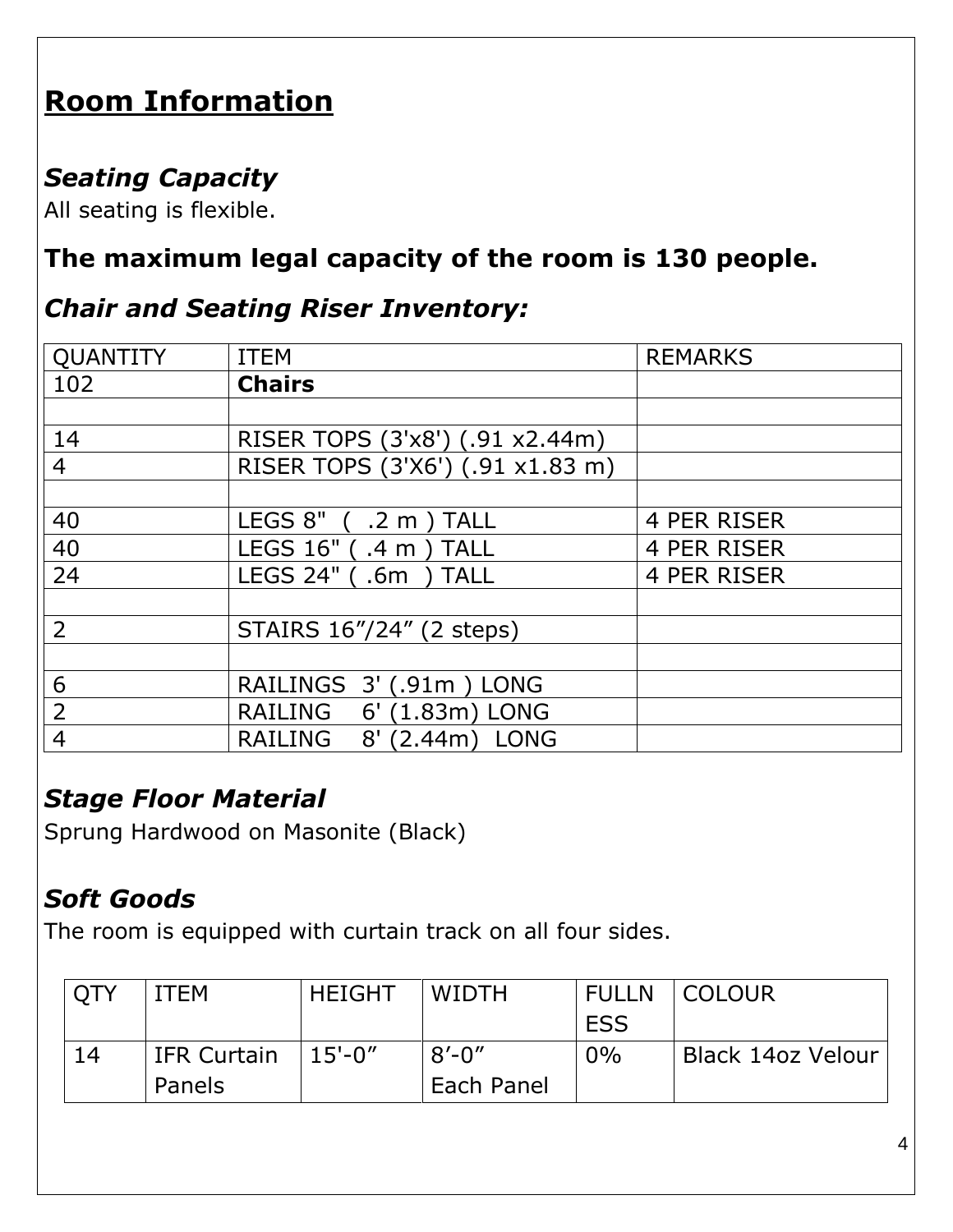## Room Information

### *Seating Capacity*

All seating is flexible.

### **The maximum legal capacity of the room is 130 people.**

### *Chair and Seating Riser Inventory:*

| QUANTITY | ITEM | REMARKS |
|---|---|---|
| 102 | **Chairs** | |
| | | |
| 14 | RISER TOPS (3'x8') (.91 x2.44m) | |
| 4 | RISER TOPS (3'X6') (.91 x1.83 m) | |
| | | |
| 40 | LEGS 8" ( .2 m ) TALL | 4 PER RISER |
| 40 | LEGS 16" ( .4 m ) TALL | 4 PER RISER |
| 24 | LEGS 24" ( .6m ) TALL | 4 PER RISER |
| | | |
| 2 | STAIRS 16"/24" (2 steps) | |
| | | |
| 6 | RAILINGS 3' (.91m ) LONG | |
| 2 | RAILING 6' (1.83m) LONG | |
| 4 | RAILING 8' (2.44m) LONG | |

### *Stage Floor Material*

Sprung Hardwood on Masonite (Black)

### *Soft Goods*

The room is equipped with curtain track on all four sides.

| QTY | ITEM | HEIGHT | WIDTH | FULLNESS | COLOUR |
|---|---|---|---|---|---|
| 14 | IFR Curtain Panels | 15'-0" | 8'-0" Each Panel | 0% | Black 14oz Velour |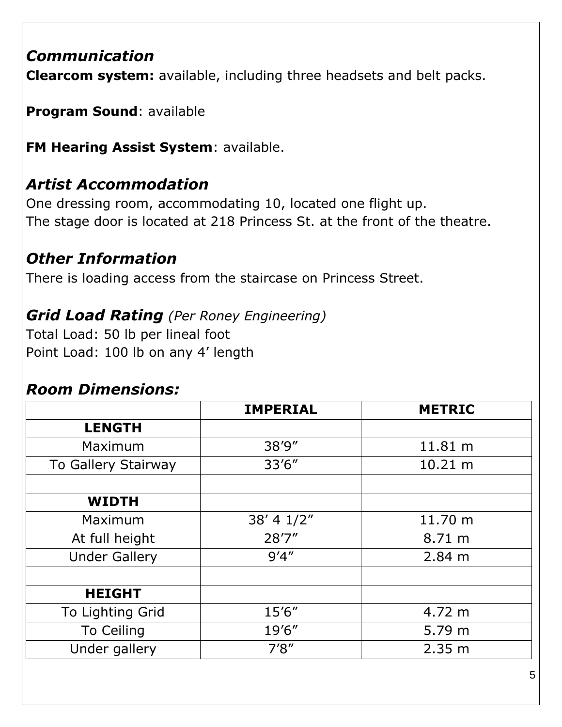## *Communication*

**Clearcom system:** available, including three headsets and belt packs.

**Program Sound**: available

**FM Hearing Assist System**: available.

## *Artist Accommodation*

One dressing room, accommodating 10, located one flight up.
The stage door is located at 218 Princess St. at the front of the theatre.

## *Other Information*

There is loading access from the staircase on Princess Street.

## *Grid Load Rating* *(Per Roney Engineering)*

Total Load: 50 lb per lineal foot
Point Load: 100 lb on any 4' length

## *Room Dimensions:*

| | IMPERIAL | METRIC |
|---|---|---|
| **LENGTH** | | |
| Maximum | 38'9" | 11.81 m |
| To Gallery Stairway | 33'6" | 10.21 m |
| | | |
| **WIDTH** | | |
| Maximum | 38' 4 1/2" | 11.70 m |
| At full height | 28'7" | 8.71 m |
| Under Gallery | 9'4" | 2.84 m |
| | | |
| **HEIGHT** | | |
| To Lighting Grid | 15'6" | 4.72 m |
| To Ceiling | 19'6" | 5.79 m |
| Under gallery | 7'8" | 2.35 m |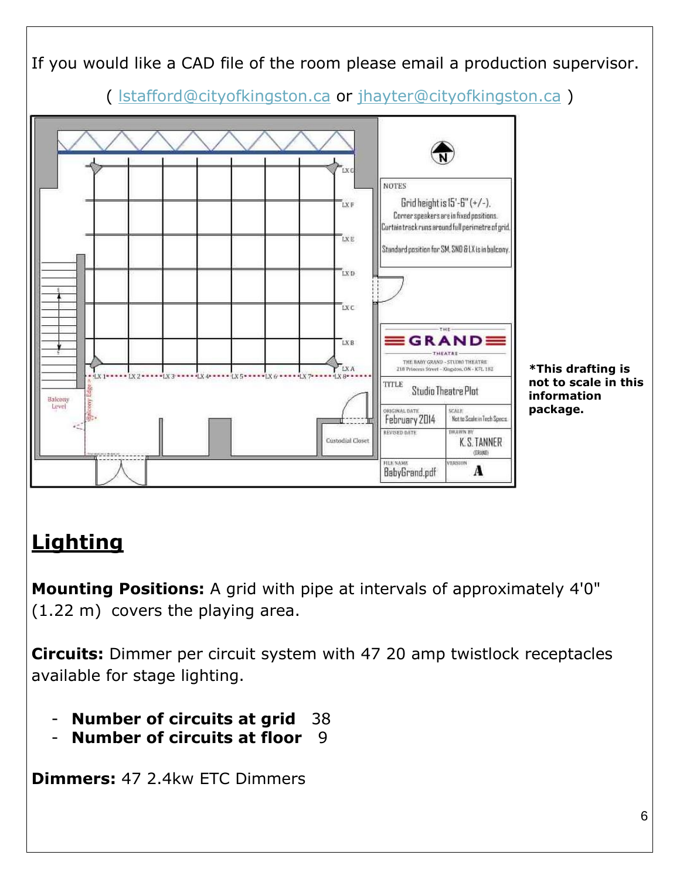If you would like a CAD file of the room please email a production supervisor.

( lstafford@cityofkingston.ca or jhayter@cityofkingston.ca )

*This drafting is not to scale in this information package.

## Lighting

**Mounting Positions:** A grid with pipe at intervals of approximately 4'0" (1.22 m) covers the playing area.

**Circuits:** Dimmer per circuit system with 47 20 amp twistlock receptacles available for stage lighting.

- **Number of circuits at grid** 38
- **Number of circuits at floor** 9

**Dimmers:** 47 2.4kw ETC Dimmers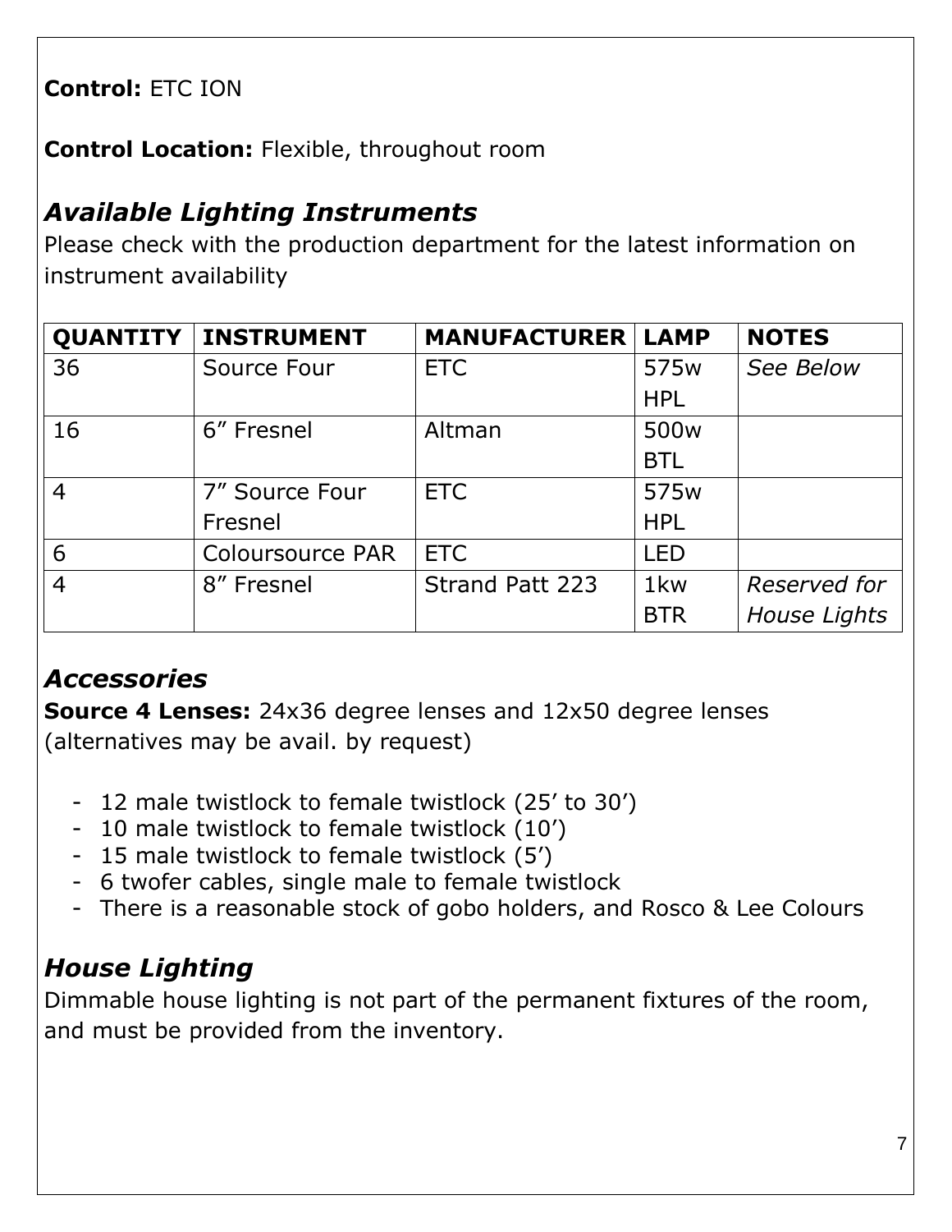**Control:** ETC ION

**Control Location:** Flexible, throughout room

## *Available Lighting Instruments*

Please check with the production department for the latest information on instrument availability

| QUANTITY | INSTRUMENT | MANUFACTURER | LAMP | NOTES |
|---|---|---|---|---|
| 36 | Source Four | ETC | 575w HPL | *See Below* |
| 16 | 6" Fresnel | Altman | 500w BTL | |
| 4 | 7" Source Four Fresnel | ETC | 575w HPL | |
| 6 | Coloursource PAR | ETC | LED | |
| 4 | 8" Fresnel | Strand Patt 223 | 1kw BTR | *Reserved for House Lights* |

## *Accessories*

**Source 4 Lenses:** 24x36 degree lenses and 12x50 degree lenses (alternatives may be avail. by request)

- 12 male twistlock to female twistlock (25' to 30')
- 10 male twistlock to female twistlock (10')
- 15 male twistlock to female twistlock (5')
- 6 twofer cables, single male to female twistlock
- There is a reasonable stock of gobo holders, and Rosco & Lee Colours

## *House Lighting*

Dimmable house lighting is not part of the permanent fixtures of the room, and must be provided from the inventory.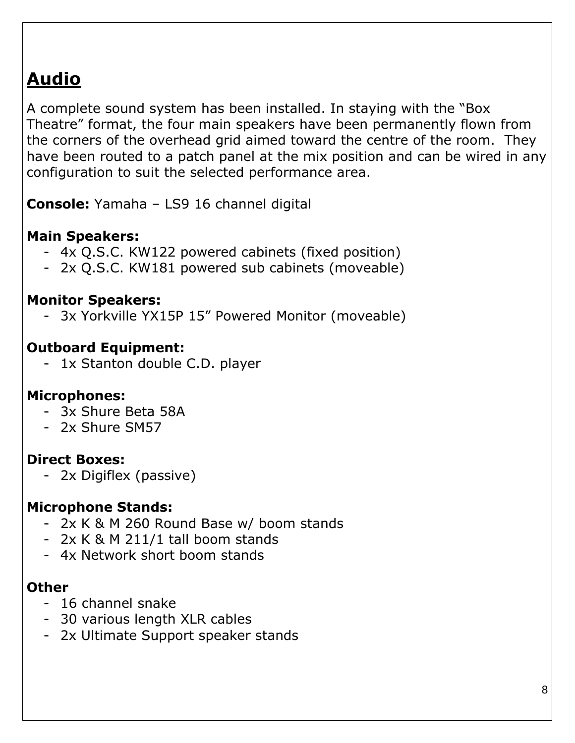## Audio

A complete sound system has been installed. In staying with the "Box Theatre" format, the four main speakers have been permanently flown from the corners of the overhead grid aimed toward the centre of the room. They have been routed to a patch panel at the mix position and can be wired in any configuration to suit the selected performance area.

**Console:** Yamaha – LS9 16 channel digital

**Main Speakers:**

- 4x Q.S.C. KW122 powered cabinets (fixed position)
- 2x Q.S.C. KW181 powered sub cabinets (moveable)

**Monitor Speakers:**

- 3x Yorkville YX15P 15" Powered Monitor (moveable)

**Outboard Equipment:**

- 1x Stanton double C.D. player

**Microphones:**

- 3x Shure Beta 58A
- 2x Shure SM57

**Direct Boxes:**

- 2x Digiflex (passive)

**Microphone Stands:**

- 2x K & M 260 Round Base w/ boom stands
- 2x K & M 211/1 tall boom stands
- 4x Network short boom stands

**Other**

- 16 channel snake
- 30 various length XLR cables
- 2x Ultimate Support speaker stands